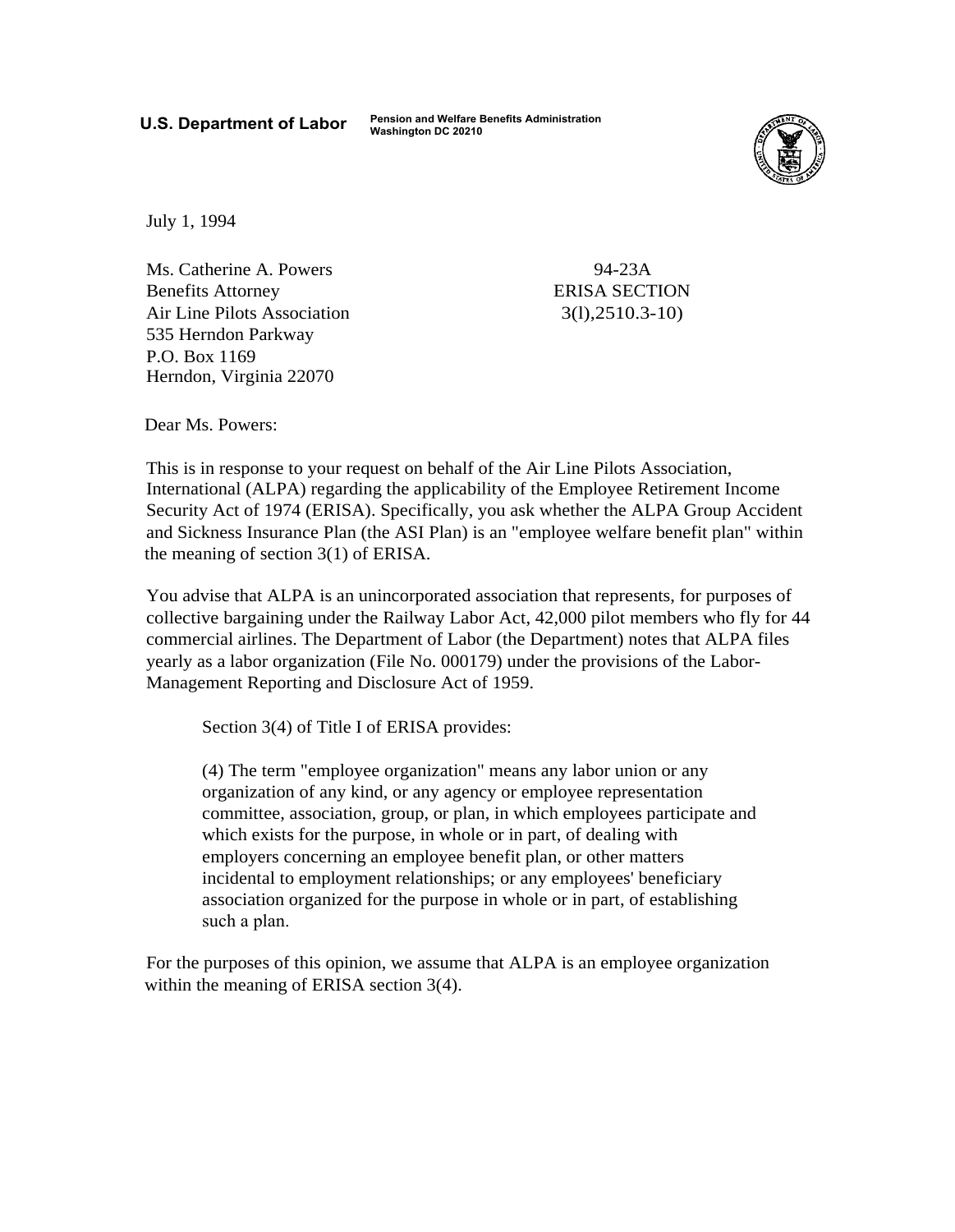**U.S. Department of Labor** Pension and Welfare Benefits Administration
Washington DC 20210

July 1, 1994

Ms. Catherine A. Powers
Benefits Attorney
Air Line Pilots Association
535 Herndon Parkway
P.O. Box 1169
Herndon, Virginia 22070

94-23A
ERISA SECTION
3(l),2510.3-10)

Dear Ms. Powers:

This is in response to your request on behalf of the Air Line Pilots Association, International (ALPA) regarding the applicability of the Employee Retirement Income Security Act of 1974 (ERISA). Specifically, you ask whether the ALPA Group Accident and Sickness Insurance Plan (the ASI Plan) is an "employee welfare benefit plan" within the meaning of section 3(1) of ERISA.

You advise that ALPA is an unincorporated association that represents, for purposes of collective bargaining under the Railway Labor Act, 42,000 pilot members who fly for 44 commercial airlines. The Department of Labor (the Department) notes that ALPA files yearly as a labor organization (File No. 000179) under the provisions of the Labor-Management Reporting and Disclosure Act of 1959.

Section 3(4) of Title I of ERISA provides:

> (4) The term "employee organization" means any labor union or any organization of any kind, or any agency or employee representation committee, association, group, or plan, in which employees participate and which exists for the purpose, in whole or in part, of dealing with employers concerning an employee benefit plan, or other matters incidental to employment relationships; or any employees' beneficiary association organized for the purpose in whole or in part, of establishing such a plan.

For the purposes of this opinion, we assume that ALPA is an employee organization within the meaning of ERISA section 3(4).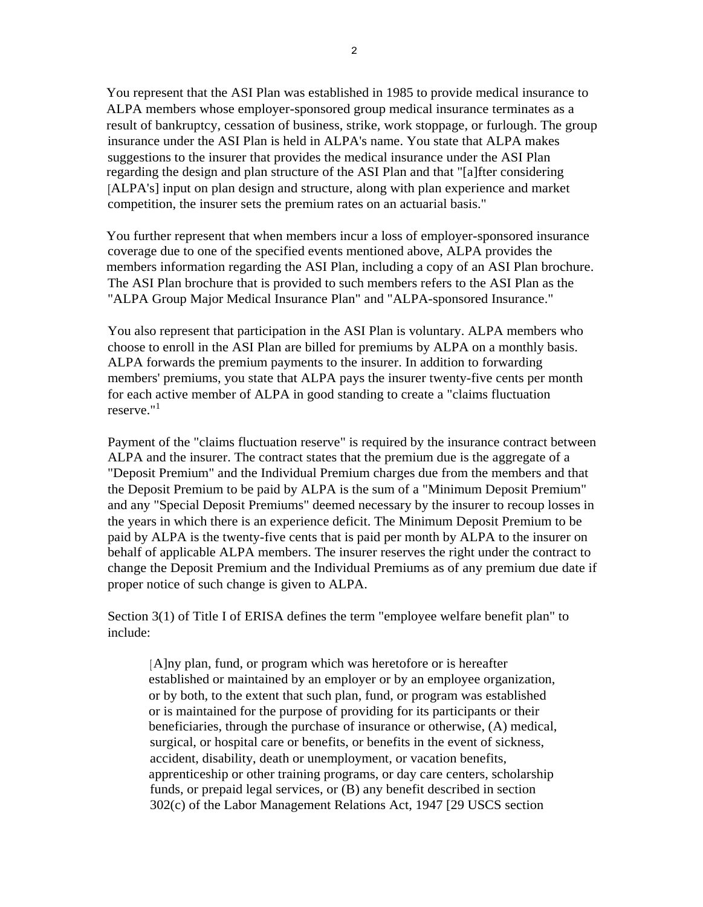You represent that the ASI Plan was established in 1985 to provide medical insurance to ALPA members whose employer-sponsored group medical insurance terminates as a result of bankruptcy, cessation of business, strike, work stoppage, or furlough. The group insurance under the ASI Plan is held in ALPA's name. You state that ALPA makes suggestions to the insurer that provides the medical insurance under the ASI Plan regarding the design and plan structure of the ASI Plan and that "[a]fter considering [ALPA's] input on plan design and structure, along with plan experience and market competition, the insurer sets the premium rates on an actuarial basis."

You further represent that when members incur a loss of employer-sponsored insurance coverage due to one of the specified events mentioned above, ALPA provides the members information regarding the ASI Plan, including a copy of an ASI Plan brochure. The ASI Plan brochure that is provided to such members refers to the ASI Plan as the "ALPA Group Major Medical Insurance Plan" and "ALPA-sponsored Insurance."

You also represent that participation in the ASI Plan is voluntary. ALPA members who choose to enroll in the ASI Plan are billed for premiums by ALPA on a monthly basis. ALPA forwards the premium payments to the insurer. In addition to forwarding members' premiums, you state that ALPA pays the insurer twenty-five cents per month for each active member of ALPA in good standing to create a "claims fluctuation reserve."[1]

Payment of the "claims fluctuation reserve" is required by the insurance contract between ALPA and the insurer. The contract states that the premium due is the aggregate of a "Deposit Premium" and the Individual Premium charges due from the members and that the Deposit Premium to be paid by ALPA is the sum of a "Minimum Deposit Premium" and any "Special Deposit Premiums" deemed necessary by the insurer to recoup losses in the years in which there is an experience deficit. The Minimum Deposit Premium to be paid by ALPA is the twenty-five cents that is paid per month by ALPA to the insurer on behalf of applicable ALPA members. The insurer reserves the right under the contract to change the Deposit Premium and the Individual Premiums as of any premium due date if proper notice of such change is given to ALPA.

Section 3(1) of Title I of ERISA defines the term "employee welfare benefit plan" to include:

> [A]ny plan, fund, or program which was heretofore or is hereafter established or maintained by an employer or by an employee organization, or by both, to the extent that such plan, fund, or program was established or is maintained for the purpose of providing for its participants or their beneficiaries, through the purchase of insurance or otherwise, (A) medical, surgical, or hospital care or benefits, or benefits in the event of sickness, accident, disability, death or unemployment, or vacation benefits, apprenticeship or other training programs, or day care centers, scholarship funds, or prepaid legal services, or (B) any benefit described in section 302(c) of the Labor Management Relations Act, 1947 [29 USCS section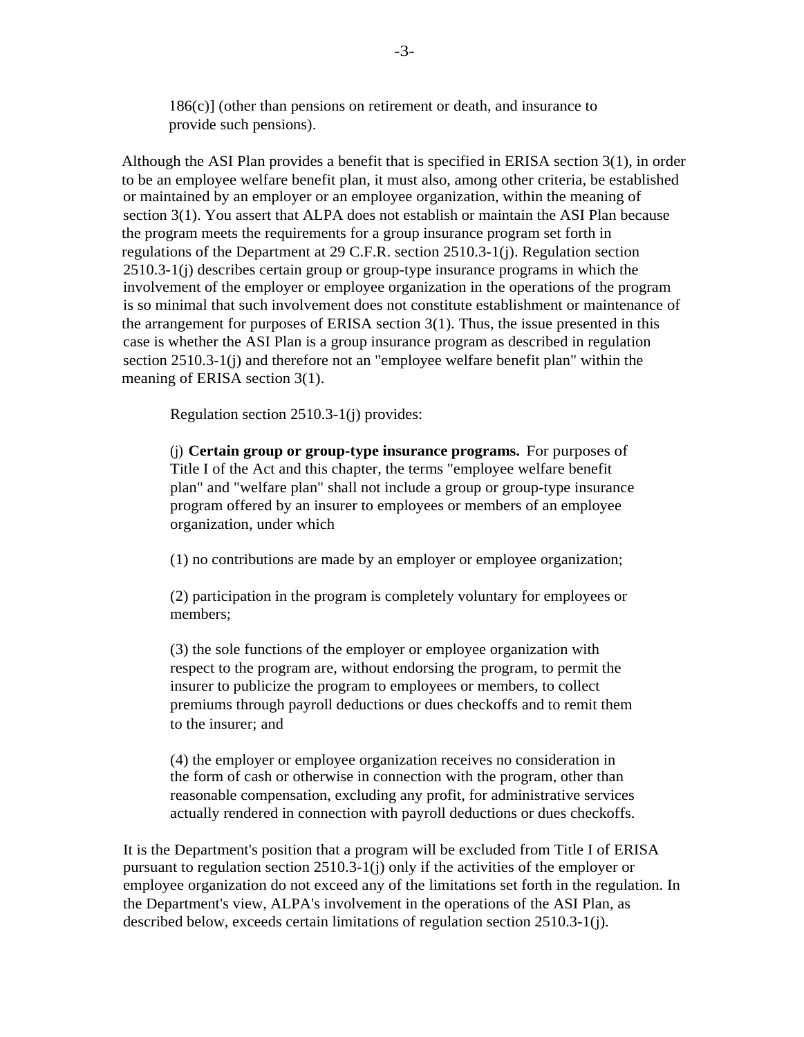186(c)] (other than pensions on retirement or death, and insurance to provide such pensions).

Although the ASI Plan provides a benefit that is specified in ERISA section 3(1), in order to be an employee welfare benefit plan, it must also, among other criteria, be established or maintained by an employer or an employee organization, within the meaning of section 3(1). You assert that ALPA does not establish or maintain the ASI Plan because the program meets the requirements for a group insurance program set forth in regulations of the Department at 29 C.F.R. section 2510.3-1(j). Regulation section 2510.3-1(j) describes certain group or group-type insurance programs in which the involvement of the employer or employee organization in the operations of the program is so minimal that such involvement does not constitute establishment or maintenance of the arrangement for purposes of ERISA section 3(1). Thus, the issue presented in this case is whether the ASI Plan is a group insurance program as described in regulation section 2510.3-1(j) and therefore not an "employee welfare benefit plan" within the meaning of ERISA section 3(1).

Regulation section 2510.3-1(j) provides:

> (j) **Certain group or group-type insurance programs.** For purposes of Title I of the Act and this chapter, the terms "employee welfare benefit plan" and "welfare plan" shall not include a group or group-type insurance program offered by an insurer to employees or members of an employee organization, under which
>
> (1) no contributions are made by an employer or employee organization;
>
> (2) participation in the program is completely voluntary for employees or members;
>
> (3) the sole functions of the employer or employee organization with respect to the program are, without endorsing the program, to permit the insurer to publicize the program to employees or members, to collect premiums through payroll deductions or dues checkoffs and to remit them to the insurer; and
>
> (4) the employer or employee organization receives no consideration in the form of cash or otherwise in connection with the program, other than reasonable compensation, excluding any profit, for administrative services actually rendered in connection with payroll deductions or dues checkoffs.

It is the Department's position that a program will be excluded from Title I of ERISA pursuant to regulation section 2510.3-1(j) only if the activities of the employer or employee organization do not exceed any of the limitations set forth in the regulation. In the Department's view, ALPA's involvement in the operations of the ASI Plan, as described below, exceeds certain limitations of regulation section 2510.3-1(j).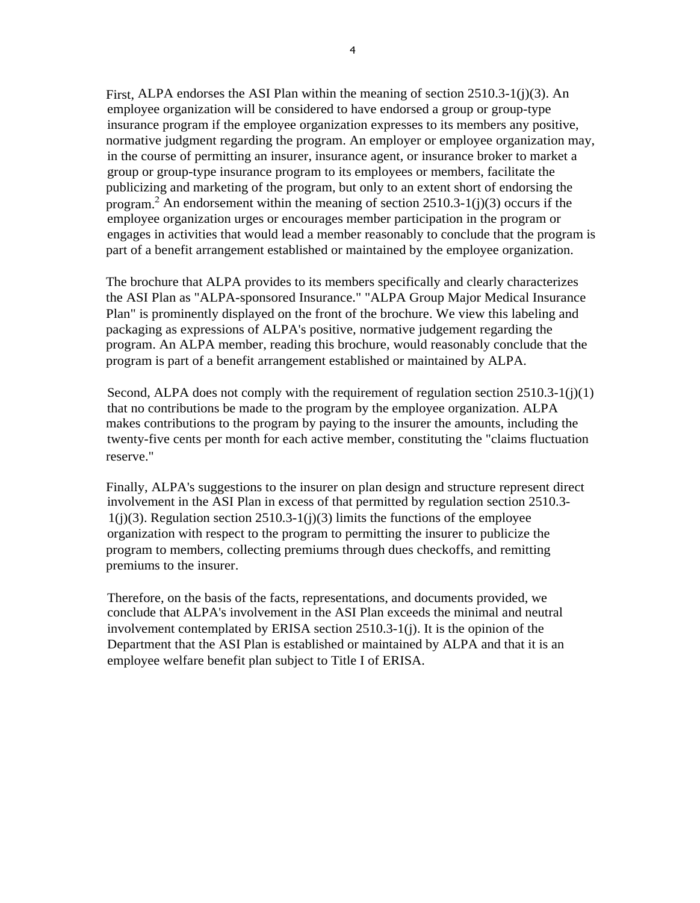First, ALPA endorses the ASI Plan within the meaning of section 2510.3-1(j)(3). An employee organization will be considered to have endorsed a group or group-type insurance program if the employee organization expresses to its members any positive, normative judgment regarding the program. An employer or employee organization may, in the course of permitting an insurer, insurance agent, or insurance broker to market a group or group-type insurance program to its employees or members, facilitate the publicizing and marketing of the program, but only to an extent short of endorsing the program.[2] An endorsement within the meaning of section 2510.3-1(j)(3) occurs if the employee organization urges or encourages member participation in the program or engages in activities that would lead a member reasonably to conclude that the program is part of a benefit arrangement established or maintained by the employee organization.

The brochure that ALPA provides to its members specifically and clearly characterizes the ASI Plan as "ALPA-sponsored Insurance." "ALPA Group Major Medical Insurance Plan" is prominently displayed on the front of the brochure. We view this labeling and packaging as expressions of ALPA's positive, normative judgement regarding the program. An ALPA member, reading this brochure, would reasonably conclude that the program is part of a benefit arrangement established or maintained by ALPA.

Second, ALPA does not comply with the requirement of regulation section 2510.3-1(j)(1) that no contributions be made to the program by the employee organization. ALPA makes contributions to the program by paying to the insurer the amounts, including the twenty-five cents per month for each active member, constituting the "claims fluctuation reserve."

Finally, ALPA's suggestions to the insurer on plan design and structure represent direct involvement in the ASI Plan in excess of that permitted by regulation section 2510.3-1(j)(3). Regulation section 2510.3-1(j)(3) limits the functions of the employee organization with respect to the program to permitting the insurer to publicize the program to members, collecting premiums through dues checkoffs, and remitting premiums to the insurer.

Therefore, on the basis of the facts, representations, and documents provided, we conclude that ALPA's involvement in the ASI Plan exceeds the minimal and neutral involvement contemplated by ERISA section 2510.3-1(j). It is the opinion of the Department that the ASI Plan is established or maintained by ALPA and that it is an employee welfare benefit plan subject to Title I of ERISA.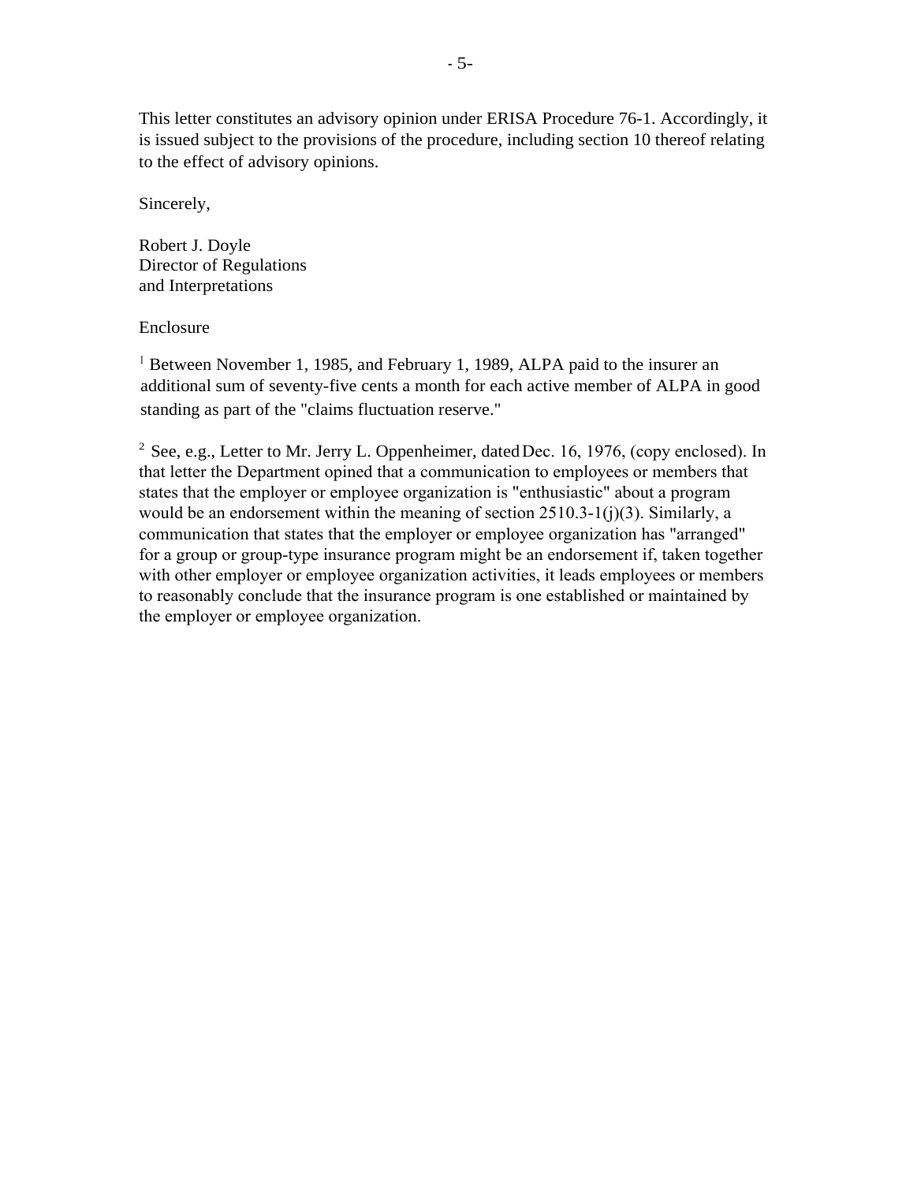This letter constitutes an advisory opinion under ERISA Procedure 76-1. Accordingly, it is issued subject to the provisions of the procedure, including section 10 thereof relating to the effect of advisory opinions.

Sincerely,

Robert J. Doyle
Director of Regulations
and Interpretations

Enclosure

[1] Between November 1, 1985, and February 1, 1989, ALPA paid to the insurer an additional sum of seventy-five cents a month for each active member of ALPA in good standing as part of the "claims fluctuation reserve."

[2] See, e.g., Letter to Mr. Jerry L. Oppenheimer, dated Dec. 16, 1976, (copy enclosed). In that letter the Department opined that a communication to employees or members that states that the employer or employee organization is "enthusiastic" about a program would be an endorsement within the meaning of section 2510.3-1(j)(3). Similarly, a communication that states that the employer or employee organization has "arranged" for a group or group-type insurance program might be an endorsement if, taken together with other employer or employee organization activities, it leads employees or members to reasonably conclude that the insurance program is one established or maintained by the employer or employee organization.